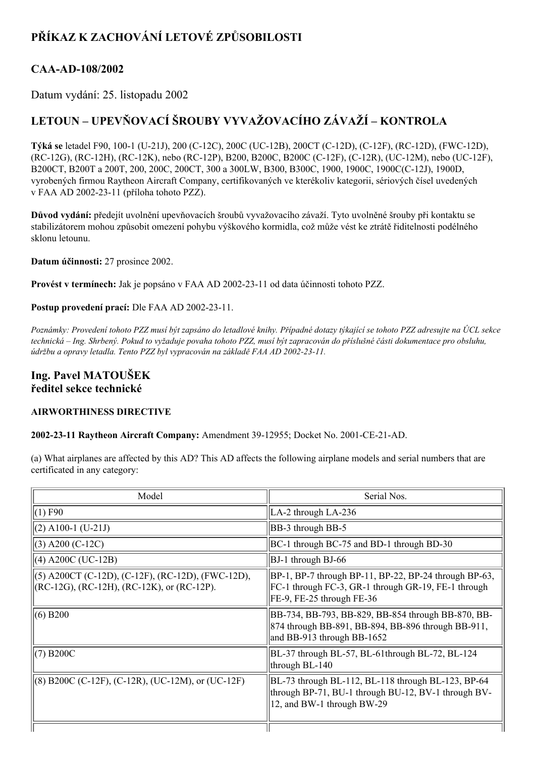## PŘÍKAZ K ZACHOVÁNÍ LETOVÉ ZPŮSOBILOSTI

## CAA-AD-108/2002

Datum vydání: 25. listopadu 2002

## LETOUN – UPEVŇOVACÍ ŠROUBY VYVAŽOVACÍHO ZÁVAŽÍ – KONTROLA

**Týká se** letadel F90, 100-1 (U-21J), 200 (C-12C), 200C (UC-12B), 200CT (C-12D), (C-12F), (RC-12D), (FWC-12D), (RC-12G), (RC-12H), (RC-12K), nebo (RC-12P), B200, B200C, B200C (C-12F), (C-12R), (UC-12M), nebo (UC-12F), B200CT, B200T a 200T, 200, 200C, 200CT, 300 a 300LW, B300, B300C, 1900, 1900C, 1900C(C-12J), 1900D, vyrobených firmou Raytheon Aircraft Company, certifikovaných ve kterékoliv kategorii, sériových čísel uvedených v FAA AD 2002-23-11 (příloha tohoto PZZ).

**Důvod vydání:** předejít uvolnění upevňovacích šroubů vyvažovacího závaží. Tyto uvolněné šrouby při kontaktu se stabilizátorem mohou způsobit omezení pohybu výškového kormidla, což může vést ke ztrátě řiditelnosti podélného sklonu letounu.

**Datum účinnosti:** 27 prosince 2002.

**Provést v termínech:** Jak je popsáno v FAA AD 2002-23-11 od data účinnosti tohoto PZZ.

**Postup provedení prací:** Dle FAA AD 2002-23-11.

*Poznámky: Provedení tohoto PZZ musí být zapsáno do letadlové knihy. Případné dotazy týkající se tohoto PZZ adresujte na ÚCL sekce technická – Ing. Shrbený. Pokud to vyžaduje povaha tohoto PZZ, musí být zapracován do příslušné části dokumentace pro obsluhu, údržbu a opravy letadla. Tento PZZ byl vypracován na základě FAA AD 2002-23-11.*

### Ing. Pavel MATOUŠEK
### ředitel sekce technické

**AIRWORTHINESS DIRECTIVE**

**2002-23-11 Raytheon Aircraft Company:** Amendment 39-12955; Docket No. 2001-CE-21-AD.

(a) What airplanes are affected by this AD? This AD affects the following airplane models and serial numbers that are certificated in any category:

| Model | Serial Nos. |
|---|---|
| (1) F90 | LA-2 through LA-236 |
| (2) A100-1 (U-21J) | BB-3 through BB-5 |
| (3) A200 (C-12C) | BC-1 through BC-75 and BD-1 through BD-30 |
| (4) A200C (UC-12B) | BJ-1 through BJ-66 |
| (5) A200CT (C-12D), (C-12F), (RC-12D), (FWC-12D), (RC-12G), (RC-12H), (RC-12K), or (RC-12P). | BP-1, BP-7 through BP-11, BP-22, BP-24 through BP-63, FC-1 through FC-3, GR-1 through GR-19, FE-1 through FE-9, FE-25 through FE-36 |
| (6) B200 | BB-734, BB-793, BB-829, BB-854 through BB-870, BB-874 through BB-891, BB-894, BB-896 through BB-911, and BB-913 through BB-1652 |
| (7) B200C | BL-37 through BL-57, BL-61through BL-72, BL-124 through BL-140 |
| (8) B200C (C-12F), (C-12R), (UC-12M), or (UC-12F) | BL-73 through BL-112, BL-118 through BL-123, BP-64 through BP-71, BU-1 through BU-12, BV-1 through BV-12, and BW-1 through BW-29 |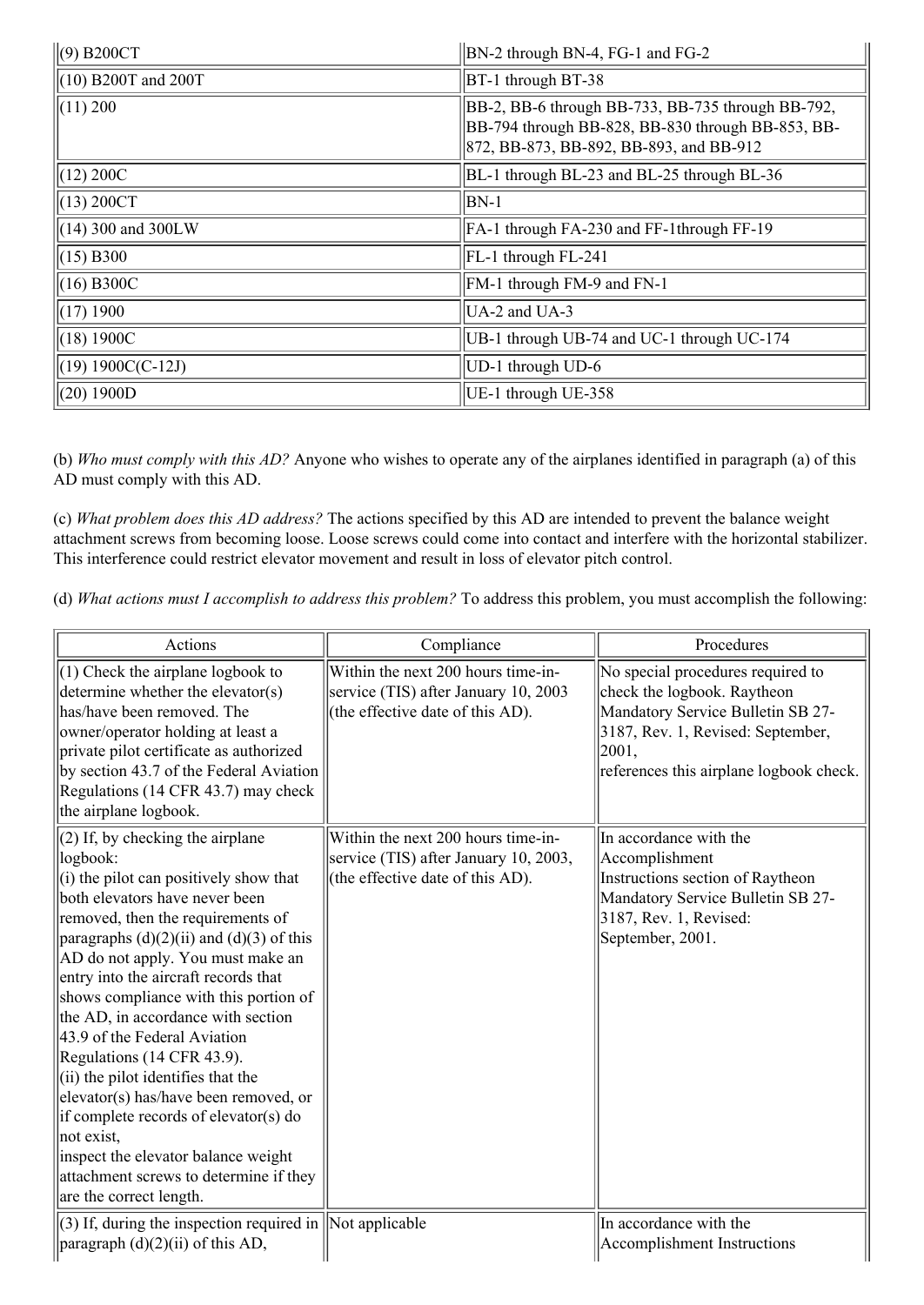| | |
|---|---|
| (9) B200CT | BN-2 through BN-4, FG-1 and FG-2 |
| (10) B200T and 200T | BT-1 through BT-38 |
| (11) 200 | BB-2, BB-6 through BB-733, BB-735 through BB-792, BB-794 through BB-828, BB-830 through BB-853, BB-872, BB-873, BB-892, BB-893, and BB-912 |
| (12) 200C | BL-1 through BL-23 and BL-25 through BL-36 |
| (13) 200CT | BN-1 |
| (14) 300 and 300LW | FA-1 through FA-230 and FF-1through FF-19 |
| (15) B300 | FL-1 through FL-241 |
| (16) B300C | FM-1 through FM-9 and FN-1 |
| (17) 1900 | UA-2 and UA-3 |
| (18) 1900C | UB-1 through UB-74 and UC-1 through UC-174 |
| (19) 1900C(C-12J) | UD-1 through UD-6 |
| (20) 1900D | UE-1 through UE-358 |

(b) *Who must comply with this AD?* Anyone who wishes to operate any of the airplanes identified in paragraph (a) of this AD must comply with this AD.

(c) *What problem does this AD address?* The actions specified by this AD are intended to prevent the balance weight attachment screws from becoming loose. Loose screws could come into contact and interfere with the horizontal stabilizer. This interference could restrict elevator movement and result in loss of elevator pitch control.

(d) *What actions must I accomplish to address this problem?* To address this problem, you must accomplish the following:

| Actions | Compliance | Procedures |
|---|---|---|
| (1) Check the airplane logbook to determine whether the elevator(s) has/have been removed. The owner/operator holding at least a private pilot certificate as authorized by section 43.7 of the Federal Aviation Regulations (14 CFR 43.7) may check the airplane logbook. | Within the next 200 hours time-in-service (TIS) after January 10, 2003 (the effective date of this AD). | No special procedures required to check the logbook. Raytheon Mandatory Service Bulletin SB 27-3187, Rev. 1, Revised: September, 2001, references this airplane logbook check. |
| (2) If, by checking the airplane logbook: (i) the pilot can positively show that both elevators have never been removed, then the requirements of paragraphs (d)(2)(ii) and (d)(3) of this AD do not apply. You must make an entry into the aircraft records that shows compliance with this portion of the AD, in accordance with section 43.9 of the Federal Aviation Regulations (14 CFR 43.9). (ii) the pilot identifies that the elevator(s) has/have been removed, or if complete records of elevator(s) do not exist, inspect the elevator balance weight attachment screws to determine if they are the correct length. | Within the next 200 hours time-in-service (TIS) after January 10, 2003, (the effective date of this AD). | In accordance with the Accomplishment Instructions section of Raytheon Mandatory Service Bulletin SB 27-3187, Rev. 1, Revised: September, 2001. |
| (3) If, during the inspection required in paragraph (d)(2)(ii) of this AD, | Not applicable | In accordance with the Accomplishment Instructions |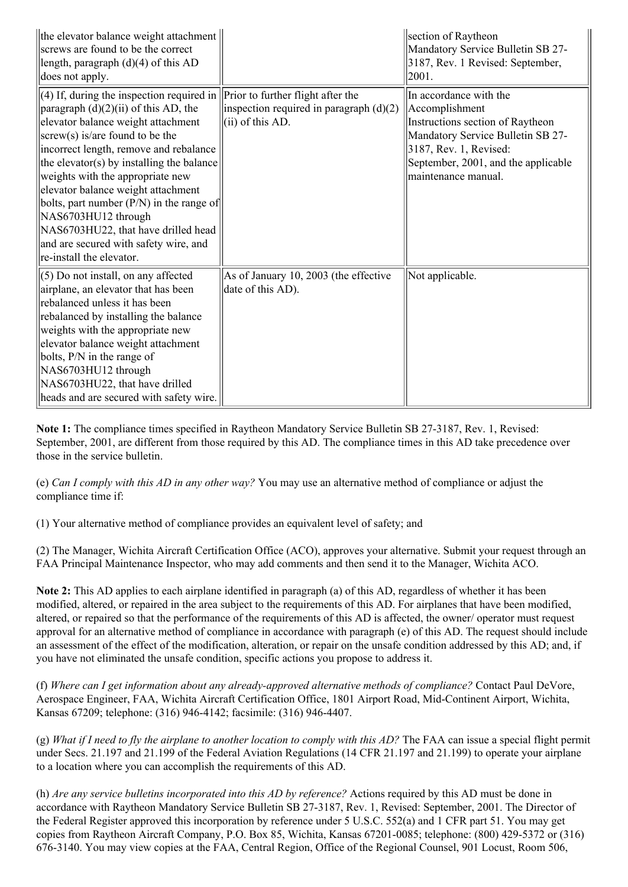| | | |
|---|---|---|
| the elevator balance weight attachment screws are found to be the correct length, paragraph (d)(4) of this AD does not apply. | | section of Raytheon Mandatory Service Bulletin SB 27-3187, Rev. 1 Revised: September, 2001. |
| (4) If, during the inspection required in paragraph (d)(2)(ii) of this AD, the elevator balance weight attachment screw(s) is/are found to be the incorrect length, remove and rebalance the elevator(s) by installing the balance weights with the appropriate new elevator balance weight attachment bolts, part number (P/N) in the range of NAS6703HU12 through NAS6703HU22, that have drilled head and are secured with safety wire, and re-install the elevator. | Prior to further flight after the inspection required in paragraph (d)(2)(ii) of this AD. | In accordance with the Accomplishment Instructions section of Raytheon Mandatory Service Bulletin SB 27-3187, Rev. 1, Revised: September, 2001, and the applicable maintenance manual. |
| (5) Do not install, on any affected airplane, an elevator that has been rebalanced unless it has been rebalanced by installing the balance weights with the appropriate new elevator balance weight attachment bolts, P/N in the range of NAS6703HU12 through NAS6703HU22, that have drilled heads and are secured with safety wire. | As of January 10, 2003 (the effective date of this AD). | Not applicable. |

**Note 1:** The compliance times specified in Raytheon Mandatory Service Bulletin SB 27-3187, Rev. 1, Revised: September, 2001, are different from those required by this AD. The compliance times in this AD take precedence over those in the service bulletin.

(e) *Can I comply with this AD in any other way?* You may use an alternative method of compliance or adjust the compliance time if:

(1) Your alternative method of compliance provides an equivalent level of safety; and

(2) The Manager, Wichita Aircraft Certification Office (ACO), approves your alternative. Submit your request through an FAA Principal Maintenance Inspector, who may add comments and then send it to the Manager, Wichita ACO.

**Note 2:** This AD applies to each airplane identified in paragraph (a) of this AD, regardless of whether it has been modified, altered, or repaired in the area subject to the requirements of this AD. For airplanes that have been modified, altered, or repaired so that the performance of the requirements of this AD is affected, the owner/ operator must request approval for an alternative method of compliance in accordance with paragraph (e) of this AD. The request should include an assessment of the effect of the modification, alteration, or repair on the unsafe condition addressed by this AD; and, if you have not eliminated the unsafe condition, specific actions you propose to address it.

(f) *Where can I get information about any already-approved alternative methods of compliance?* Contact Paul DeVore, Aerospace Engineer, FAA, Wichita Aircraft Certification Office, 1801 Airport Road, Mid-Continent Airport, Wichita, Kansas 67209; telephone: (316) 946-4142; facsimile: (316) 946-4407.

(g) *What if I need to fly the airplane to another location to comply with this AD?* The FAA can issue a special flight permit under Secs. 21.197 and 21.199 of the Federal Aviation Regulations (14 CFR 21.197 and 21.199) to operate your airplane to a location where you can accomplish the requirements of this AD.

(h) *Are any service bulletins incorporated into this AD by reference?* Actions required by this AD must be done in accordance with Raytheon Mandatory Service Bulletin SB 27-3187, Rev. 1, Revised: September, 2001. The Director of the Federal Register approved this incorporation by reference under 5 U.S.C. 552(a) and 1 CFR part 51. You may get copies from Raytheon Aircraft Company, P.O. Box 85, Wichita, Kansas 67201-0085; telephone: (800) 429-5372 or (316) 676-3140. You may view copies at the FAA, Central Region, Office of the Regional Counsel, 901 Locust, Room 506,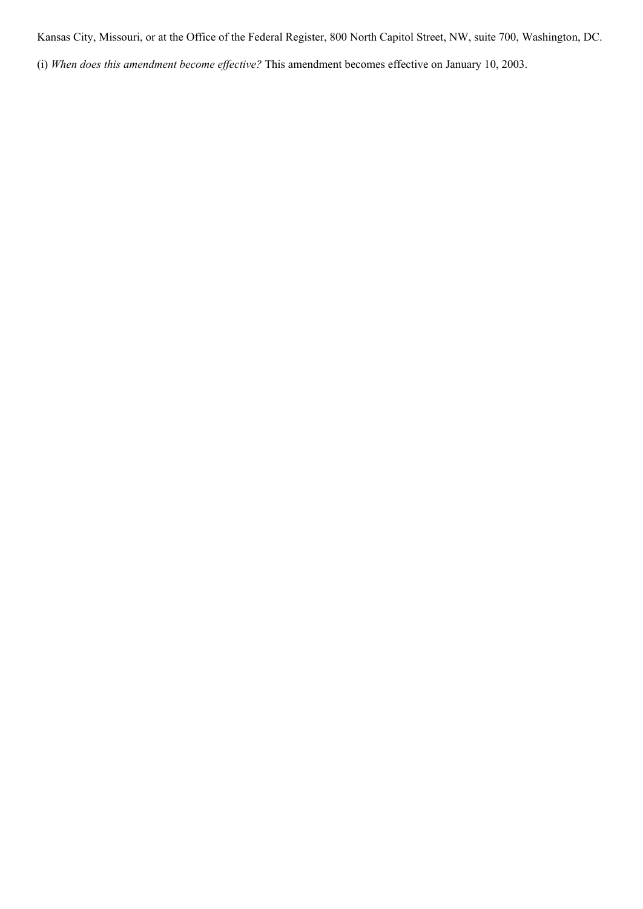Kansas City, Missouri, or at the Office of the Federal Register, 800 North Capitol Street, NW, suite 700, Washington, DC.

(i) *When does this amendment become effective?* This amendment becomes effective on January 10, 2003.